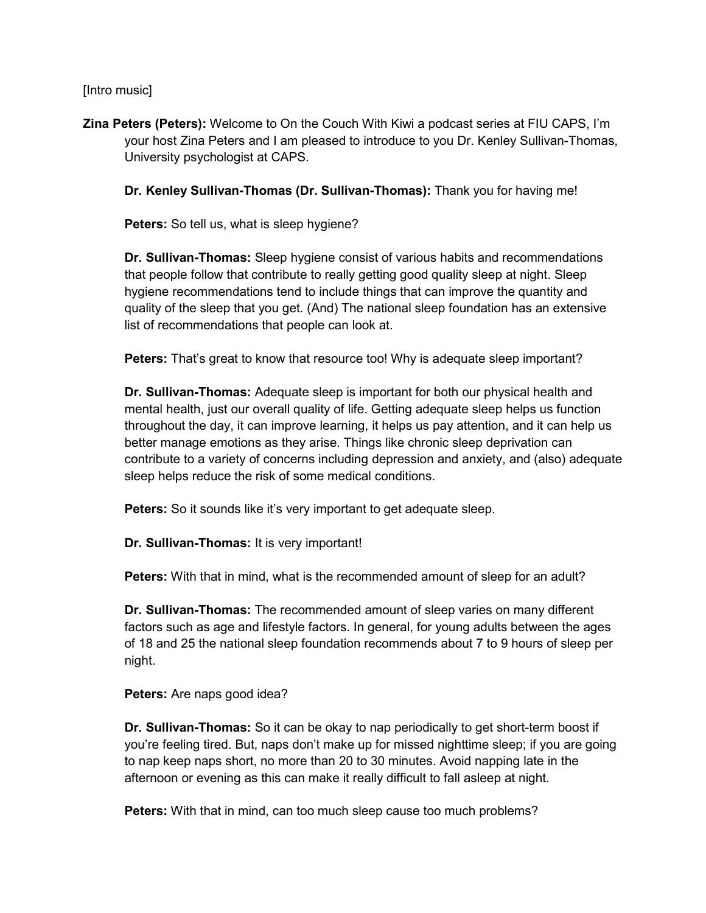[Intro music]

**Zina Peters (Peters):** Welcome to On the Couch With Kiwi a podcast series at FIU CAPS, I'm your host Zina Peters and I am pleased to introduce to you Dr. Kenley Sullivan-Thomas, University psychologist at CAPS.

**Dr. Kenley Sullivan-Thomas (Dr. Sullivan-Thomas):** Thank you for having me!

**Peters:** So tell us, what is sleep hygiene?

**Dr. Sullivan-Thomas:** Sleep hygiene consist of various habits and recommendations that people follow that contribute to really getting good quality sleep at night. Sleep hygiene recommendations tend to include things that can improve the quantity and quality of the sleep that you get. (And) The national sleep foundation has an extensive list of recommendations that people can look at.

**Peters:** That's great to know that resource too! Why is adequate sleep important?

**Dr. Sullivan-Thomas:** Adequate sleep is important for both our physical health and mental health, just our overall quality of life. Getting adequate sleep helps us function throughout the day, it can improve learning, it helps us pay attention, and it can help us better manage emotions as they arise. Things like chronic sleep deprivation can contribute to a variety of concerns including depression and anxiety, and (also) adequate sleep helps reduce the risk of some medical conditions.

**Peters:** So it sounds like it's very important to get adequate sleep.

**Dr. Sullivan-Thomas:** It is very important!

**Peters:** With that in mind, what is the recommended amount of sleep for an adult?

**Dr. Sullivan-Thomas:** The recommended amount of sleep varies on many different factors such as age and lifestyle factors. In general, for young adults between the ages of 18 and 25 the national sleep foundation recommends about 7 to 9 hours of sleep per night.

**Peters:** Are naps good idea?

**Dr. Sullivan-Thomas:** So it can be okay to nap periodically to get short-term boost if you're feeling tired. But, naps don't make up for missed nighttime sleep; if you are going to nap keep naps short, no more than 20 to 30 minutes. Avoid napping late in the afternoon or evening as this can make it really difficult to fall asleep at night.

**Peters:** With that in mind, can too much sleep cause too much problems?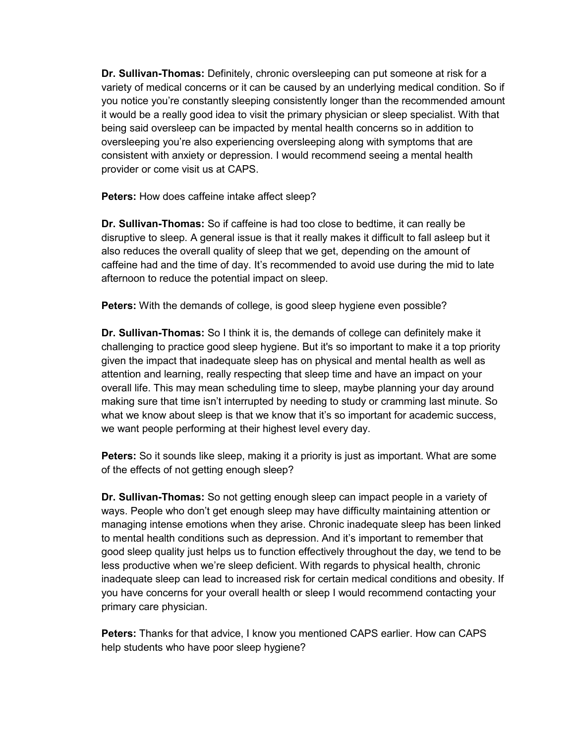**Dr. Sullivan-Thomas:** Definitely, chronic oversleeping can put someone at risk for a variety of medical concerns or it can be caused by an underlying medical condition. So if you notice you're constantly sleeping consistently longer than the recommended amount it would be a really good idea to visit the primary physician or sleep specialist. With that being said oversleep can be impacted by mental health concerns so in addition to oversleeping you're also experiencing oversleeping along with symptoms that are consistent with anxiety or depression. I would recommend seeing a mental health provider or come visit us at CAPS.

**Peters:** How does caffeine intake affect sleep?

**Dr. Sullivan-Thomas:** So if caffeine is had too close to bedtime, it can really be disruptive to sleep. A general issue is that it really makes it difficult to fall asleep but it also reduces the overall quality of sleep that we get, depending on the amount of caffeine had and the time of day. It's recommended to avoid use during the mid to late afternoon to reduce the potential impact on sleep.

**Peters:** With the demands of college, is good sleep hygiene even possible?

**Dr. Sullivan-Thomas:** So I think it is, the demands of college can definitely make it challenging to practice good sleep hygiene. But it's so important to make it a top priority given the impact that inadequate sleep has on physical and mental health as well as attention and learning, really respecting that sleep time and have an impact on your overall life. This may mean scheduling time to sleep, maybe planning your day around making sure that time isn't interrupted by needing to study or cramming last minute. So what we know about sleep is that we know that it's so important for academic success, we want people performing at their highest level every day.

**Peters:** So it sounds like sleep, making it a priority is just as important. What are some of the effects of not getting enough sleep?

**Dr. Sullivan-Thomas:** So not getting enough sleep can impact people in a variety of ways. People who don't get enough sleep may have difficulty maintaining attention or managing intense emotions when they arise. Chronic inadequate sleep has been linked to mental health conditions such as depression. And it's important to remember that good sleep quality just helps us to function effectively throughout the day, we tend to be less productive when we're sleep deficient. With regards to physical health, chronic inadequate sleep can lead to increased risk for certain medical conditions and obesity. If you have concerns for your overall health or sleep I would recommend contacting your primary care physician.

**Peters:** Thanks for that advice, I know you mentioned CAPS earlier. How can CAPS help students who have poor sleep hygiene?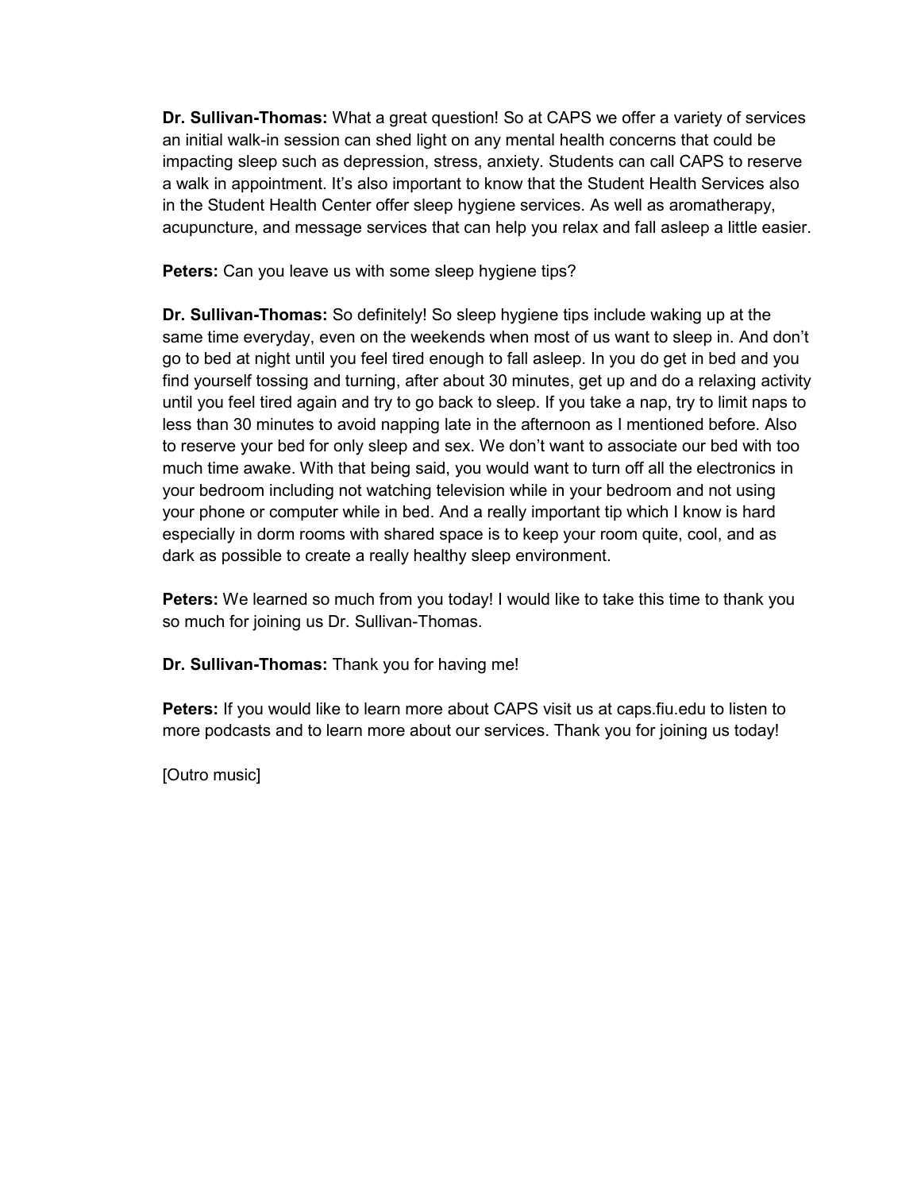**Dr. Sullivan-Thomas:** What a great question! So at CAPS we offer a variety of services an initial walk-in session can shed light on any mental health concerns that could be impacting sleep such as depression, stress, anxiety. Students can call CAPS to reserve a walk in appointment. It's also important to know that the Student Health Services also in the Student Health Center offer sleep hygiene services. As well as aromatherapy, acupuncture, and message services that can help you relax and fall asleep a little easier.

**Peters:** Can you leave us with some sleep hygiene tips?

**Dr. Sullivan-Thomas:** So definitely! So sleep hygiene tips include waking up at the same time everyday, even on the weekends when most of us want to sleep in. And don't go to bed at night until you feel tired enough to fall asleep. In you do get in bed and you find yourself tossing and turning, after about 30 minutes, get up and do a relaxing activity until you feel tired again and try to go back to sleep. If you take a nap, try to limit naps to less than 30 minutes to avoid napping late in the afternoon as I mentioned before. Also to reserve your bed for only sleep and sex. We don't want to associate our bed with too much time awake. With that being said, you would want to turn off all the electronics in your bedroom including not watching television while in your bedroom and not using your phone or computer while in bed. And a really important tip which I know is hard especially in dorm rooms with shared space is to keep your room quite, cool, and as dark as possible to create a really healthy sleep environment.

**Peters:** We learned so much from you today! I would like to take this time to thank you so much for joining us Dr. Sullivan-Thomas.

**Dr. Sullivan-Thomas:** Thank you for having me!

**Peters:** If you would like to learn more about CAPS visit us at caps.fiu.edu to listen to more podcasts and to learn more about our services. Thank you for joining us today!

[Outro music]